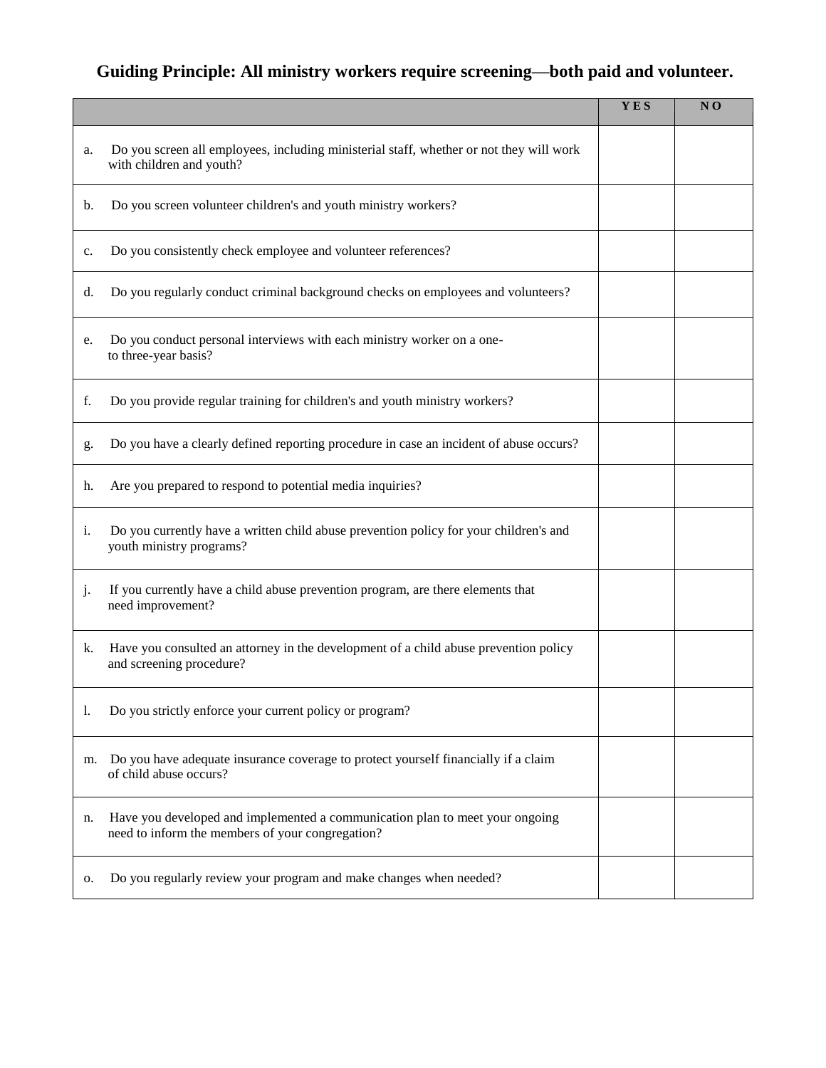# Guiding Principle: All ministry workers require screening—both paid and volunteer.

| | YES | NO |
|---|---|---|
| a. Do you screen all employees, including ministerial staff, whether or not they will work with children and youth? | | |
| b. Do you screen volunteer children's and youth ministry workers? | | |
| c. Do you consistently check employee and volunteer references? | | |
| d. Do you regularly conduct criminal background checks on employees and volunteers? | | |
| e. Do you conduct personal interviews with each ministry worker on a one- to three-year basis? | | |
| f. Do you provide regular training for children's and youth ministry workers? | | |
| g. Do you have a clearly defined reporting procedure in case an incident of abuse occurs? | | |
| h. Are you prepared to respond to potential media inquiries? | | |
| i. Do you currently have a written child abuse prevention policy for your children's and youth ministry programs? | | |
| j. If you currently have a child abuse prevention program, are there elements that need improvement? | | |
| k. Have you consulted an attorney in the development of a child abuse prevention policy and screening procedure? | | |
| l. Do you strictly enforce your current policy or program? | | |
| m. Do you have adequate insurance coverage to protect yourself financially if a claim of child abuse occurs? | | |
| n. Have you developed and implemented a communication plan to meet your ongoing need to inform the members of your congregation? | | |
| o. Do you regularly review your program and make changes when needed? | | |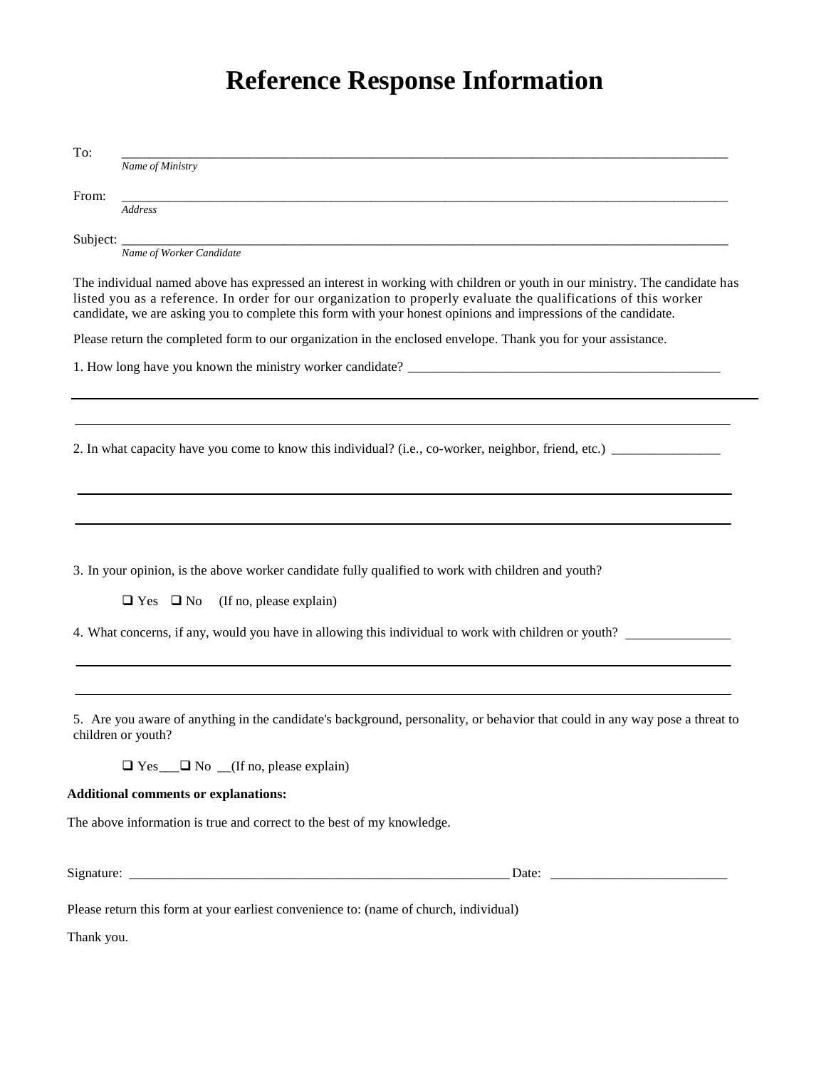# Reference Response Information

To: ____________________________________________________________________________________
*Name of Ministry*

From: ____________________________________________________________________________________
*Address*

Subject: ____________________________________________________________________________________
*Name of Worker Candidate*

The individual named above has expressed an interest in working with children or youth in our ministry. The candidate has listed you as a reference. In order for our organization to properly evaluate the qualifications of this worker candidate, we are asking you to complete this form with your honest opinions and impressions of the candidate.

Please return the completed form to our organization in the enclosed envelope. Thank you for your assistance.

1. How long have you known the ministry worker candidate? ________________________________________________

____________________________________________________________________________________

____________________________________________________________________________________

2. In what capacity have you come to know this individual? (i.e., co-worker, neighbor, friend, etc.) ________________

____________________________________________________________________________________

____________________________________________________________________________________

3. In your opinion, is the above worker candidate fully qualified to work with children and youth?

❑ Yes ❑ No (If no, please explain)

4. What concerns, if any, would you have in allowing this individual to work with children or youth? _______________

____________________________________________________________________________________

____________________________________________________________________________________

5. Are you aware of anything in the candidate's background, personality, or behavior that could in any way pose a threat to children or youth?

❑ Yes___❑ No __(If no, please explain)

**Additional comments or explanations:**

The above information is true and correct to the best of my knowledge.

Signature: ___________________________________________________________ Date: __________________________

Please return this form at your earliest convenience to: (name of church, individual)

Thank you.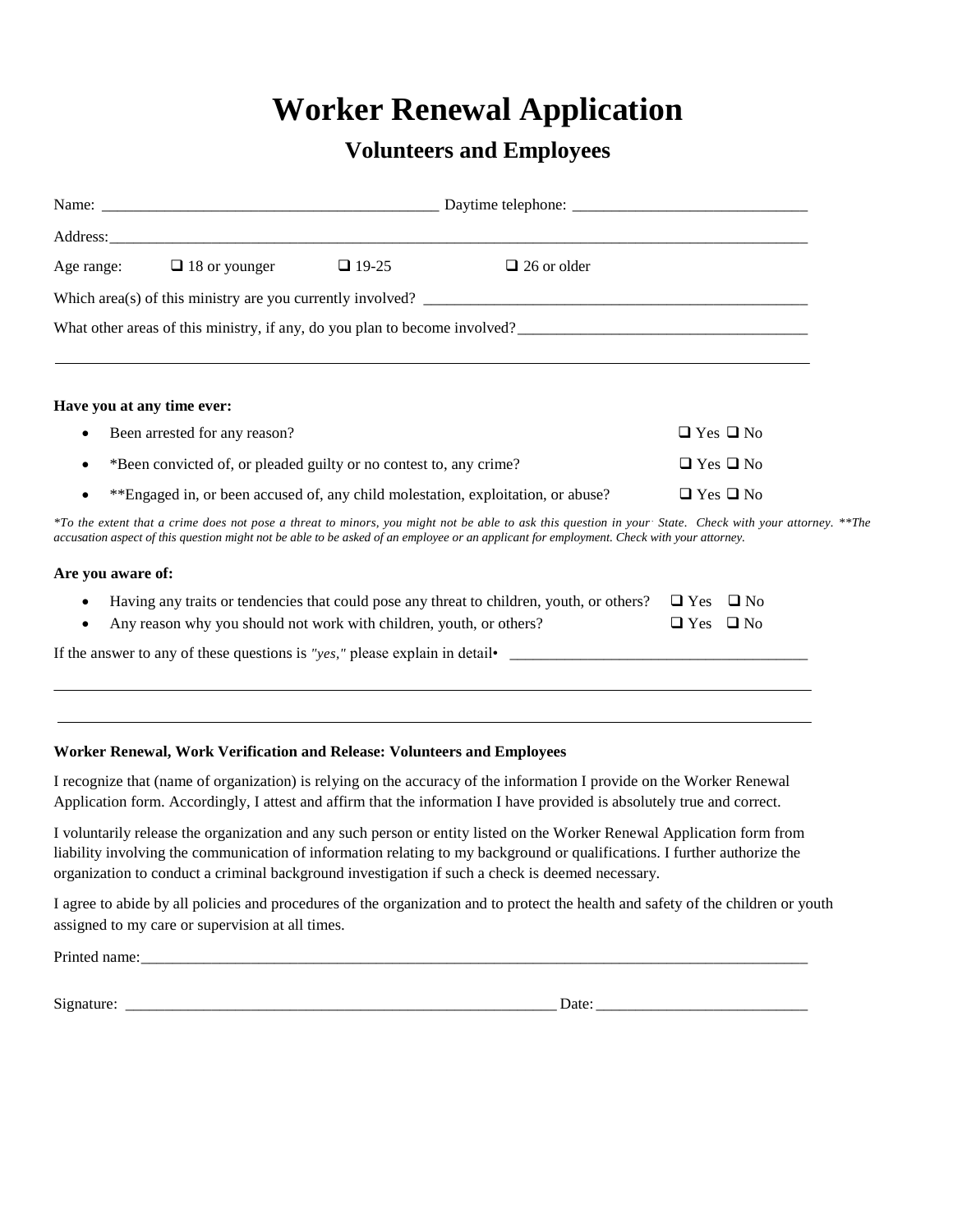# Worker Renewal Application

## Volunteers and Employees

Name: ____________________________________________ Daytime telephone: ______________________________

Address:_______________________________________________________________________________________________

Age range: ❑ 18 or younger ❑ 19-25 ❑ 26 or older

Which area(s) of this ministry are you currently involved? ___________________________________________________

What other areas of this ministry, if any, do you plan to become involved?_____________________________________

_______________________________________________________________________________________________

**Have you at any time ever:**

- Been arrested for any reason? ❑ Yes ❑ No
- *Been convicted of, or pleaded guilty or no contest to, any crime? ❑ Yes ❑ No
- **Engaged in, or been accused of, any child molestation, exploitation, or abuse? ❑ Yes ❑ No

*\*To the extent that a crime does not pose a threat to minors, you might not be able to ask this question in your State. Check with your attorney. \*\*The accusation aspect of this question might not be able to be asked of an employee or an applicant for employment. Check with your attorney.*

**Are you aware of:**

- Having any traits or tendencies that could pose any threat to children, youth, or others? ❑ Yes ❑ No
- Any reason why you should not work with children, youth, or others? ❑ Yes ❑ No

If the answer to any of these questions is *"yes,"* please explain in detail• ________________________________________

_______________________________________________________________________________________________

_______________________________________________________________________________________________

**Worker Renewal, Work Verification and Release: Volunteers and Employees**

I recognize that (name of organization) is relying on the accuracy of the information I provide on the Worker Renewal Application form. Accordingly, I attest and affirm that the information I have provided is absolutely true and correct.

I voluntarily release the organization and any such person or entity listed on the Worker Renewal Application form from liability involving the communication of information relating to my background or qualifications. I further authorize the organization to conduct a criminal background investigation if such a check is deemed necessary.

I agree to abide by all policies and procedures of the organization and to protect the health and safety of the children or youth assigned to my care or supervision at all times.

Printed name:__________________________________________________________________________________

Signature: ________________________________________________________ Date:___________________________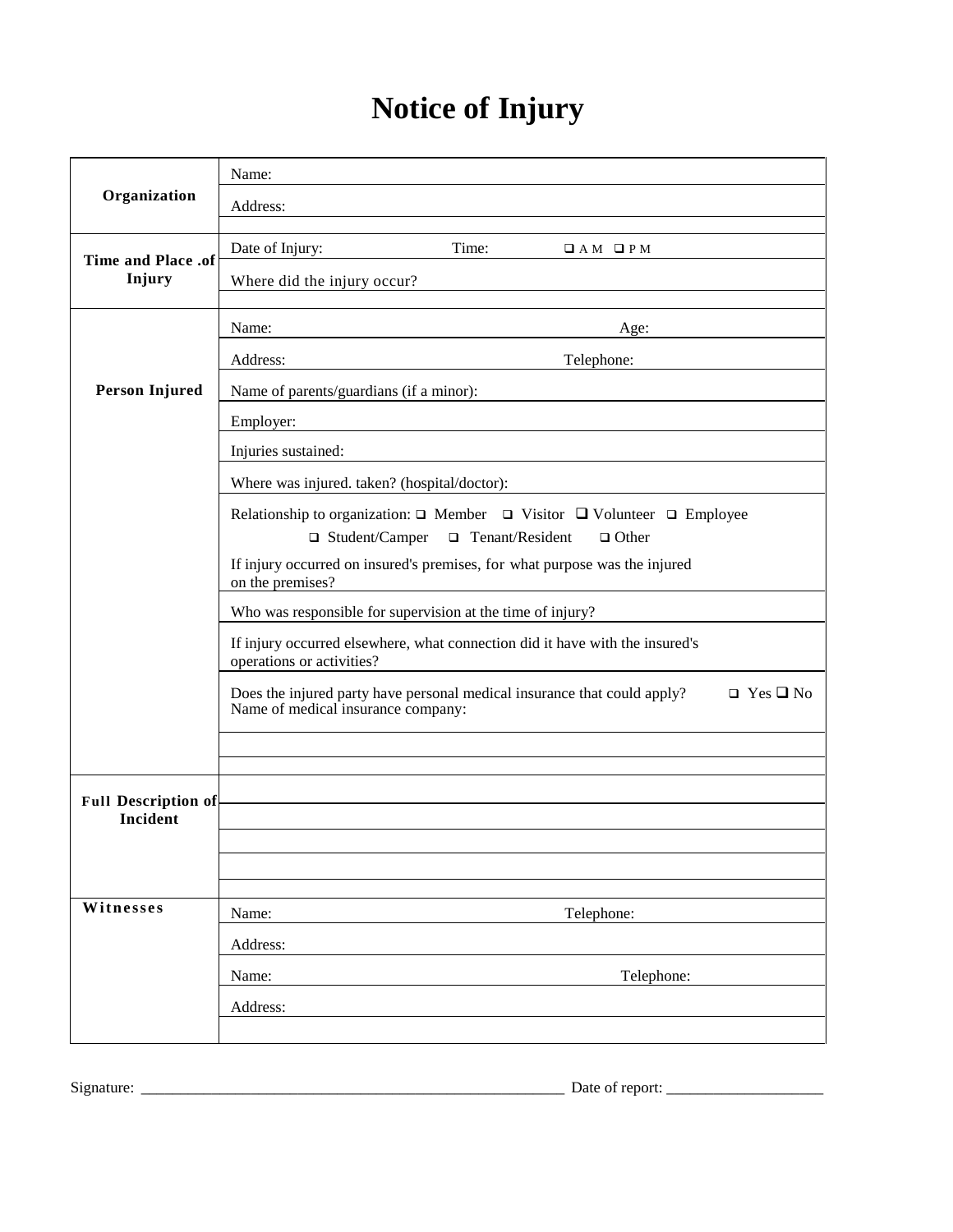# Notice of Injury

| | |
|---|---|
| **Organization** | Name: |
| | Address: |
| | |
| **Time and Place .of Injury** | Date of Injury: Time: ❑ A M ❑ P M |
| | Where did the injury occur? |
| | |
| **Person Injured** | Name: Age: |
| | Address: Telephone: |
| | Name of parents/guardians (if a minor): |
| | Employer: |
| | Injuries sustained: |
| | Where was injured. taken? (hospital/doctor): |
| | Relationship to organization: ❑ Member ❑ Visitor ❑ Volunteer ❑ Employee ❑ Student/Camper ❑ Tenant/Resident ❑ Other |
| | If injury occurred on insured's premises, for what purpose was the injured on the premises? |
| | Who was responsible for supervision at the time of injury? |
| | If injury occurred elsewhere, what connection did it have with the insured's operations or activities? |
| | Does the injured party have personal medical insurance that could apply? ❑ Yes ❑ No<br>Name of medical insurance company: |
| | |
| | |
| **Full Description of Incident** | |
| | |
| | |
| | |
| | |
| **Witnesses** | Name: Telephone: |
| | Address: |
| | Name: Telephone: |
| | Address: |
| | |

Signature: ___________________________________________________ Date of report: ____________________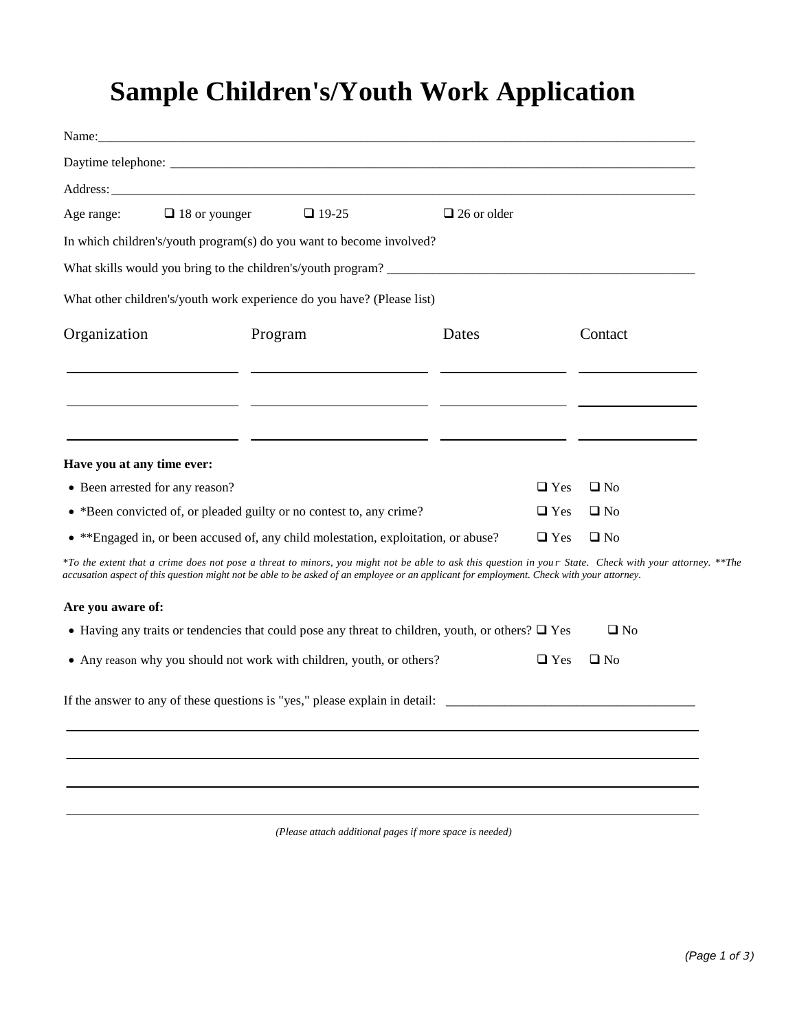# Sample Children's/Youth Work Application

Name:\_\_\_\_\_\_\_\_\_\_\_\_\_\_\_\_\_\_\_\_\_\_\_\_\_\_\_\_\_\_\_\_\_\_\_\_\_\_\_\_\_\_\_\_\_\_\_\_\_\_\_\_\_\_\_\_\_\_\_\_\_\_\_\_\_\_\_\_\_\_\_\_\_\_\_\_

Daytime telephone: \_\_\_\_\_\_\_\_\_\_\_\_\_\_\_\_\_\_\_\_\_\_\_\_\_\_\_\_\_\_\_\_\_\_\_\_\_\_\_\_\_\_\_\_\_\_\_\_\_\_\_\_\_\_\_\_\_\_\_\_\_\_\_\_\_\_\_\_\_

Address:\_\_\_\_\_\_\_\_\_\_\_\_\_\_\_\_\_\_\_\_\_\_\_\_\_\_\_\_\_\_\_\_\_\_\_\_\_\_\_\_\_\_\_\_\_\_\_\_\_\_\_\_\_\_\_\_\_\_\_\_\_\_\_\_\_\_\_\_\_\_\_\_\_\_\_\_

Age range: ☐ 18 or younger ☐ 19-25 ☐ 26 or older

In which children's/youth program(s) do you want to become involved?

What skills would you bring to the children's/youth program? \_\_\_\_\_\_\_\_\_\_\_\_\_\_\_\_\_\_\_\_\_\_\_\_\_\_\_\_\_\_\_\_\_\_\_\_\_\_\_\_

What other children's/youth work experience do you have? (Please list)

| Organization | Program | Dates | Contact |
|---|---|---|---|
| | | | |
| | | | |
| | | | |

**Have you at any time ever:**

- Been arrested for any reason? ☐ Yes ☐ No
- *Been convicted of, or pleaded guilty or no contest to, any crime? ☐ Yes ☐ No
- **Engaged in, or been accused of, any child molestation, exploitation, or abuse? ☐ Yes ☐ No

*\*To the extent that a crime does not pose a threat to minors, you might not be able to ask this question in your State. Check with your attorney. \*\*The accusation aspect of this question might not be able to be asked of an employee or an applicant for employment. Check with your attorney.*

**Are you aware of:**

- Having any traits or tendencies that could pose any threat to children, youth, or others? ☐ Yes ☐ No
- Any reason why you should not work with children, youth, or others? ☐ Yes ☐ No

If the answer to any of these questions is "yes," please explain in detail: \_\_\_\_\_\_\_\_\_\_\_\_\_\_\_\_\_\_\_\_\_\_\_\_\_\_\_\_\_\_\_\_\_\_\_\_\_\_

\_\_\_\_\_\_\_\_\_\_\_\_\_\_\_\_\_\_\_\_\_\_\_\_\_\_\_\_\_\_\_\_\_\_\_\_\_\_\_\_\_\_\_\_\_\_\_\_\_\_\_\_\_\_\_\_\_\_\_\_\_\_\_\_\_\_\_\_\_\_\_\_\_\_\_\_\_\_\_\_\_\_\_\_\_\_

\_\_\_\_\_\_\_\_\_\_\_\_\_\_\_\_\_\_\_\_\_\_\_\_\_\_\_\_\_\_\_\_\_\_\_\_\_\_\_\_\_\_\_\_\_\_\_\_\_\_\_\_\_\_\_\_\_\_\_\_\_\_\_\_\_\_\_\_\_\_\_\_\_\_\_\_\_\_\_\_\_\_\_\_\_\_

\_\_\_\_\_\_\_\_\_\_\_\_\_\_\_\_\_\_\_\_\_\_\_\_\_\_\_\_\_\_\_\_\_\_\_\_\_\_\_\_\_\_\_\_\_\_\_\_\_\_\_\_\_\_\_\_\_\_\_\_\_\_\_\_\_\_\_\_\_\_\_\_\_\_\_\_\_\_\_\_\_\_\_\_\_\_

\_\_\_\_\_\_\_\_\_\_\_\_\_\_\_\_\_\_\_\_\_\_\_\_\_\_\_\_\_\_\_\_\_\_\_\_\_\_\_\_\_\_\_\_\_\_\_\_\_\_\_\_\_\_\_\_\_\_\_\_\_\_\_\_\_\_\_\_\_\_\_\_\_\_\_\_\_\_\_\_\_\_\_\_\_\_

*(Please attach additional pages if more space is needed)*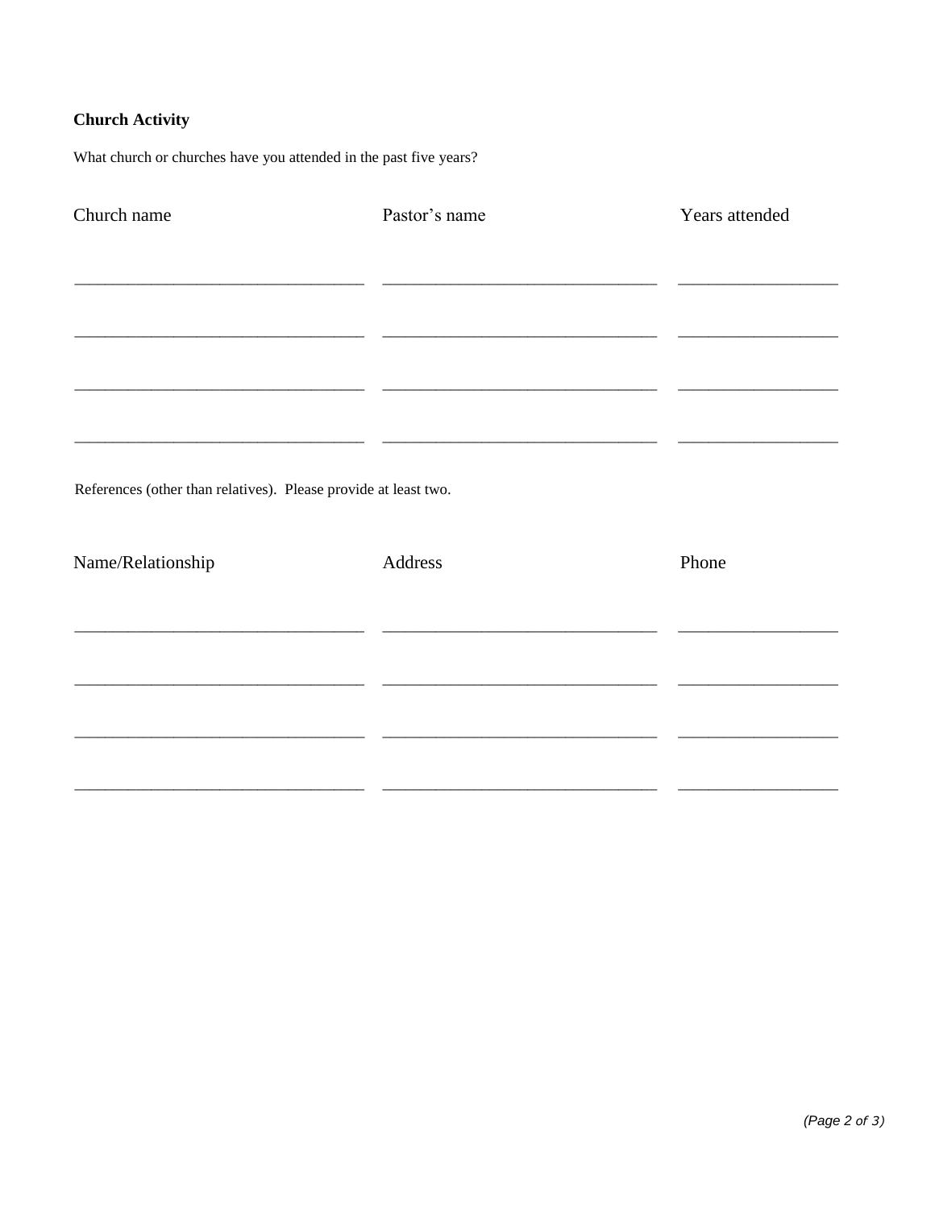**Church Activity**

What church or churches have you attended in the past five years?

| Church name | Pastor's name | Years attended |
| --- | --- | --- |
| | | |
| | | |
| | | |
| | | |

References (other than relatives). Please provide at least two.

| Name/Relationship | Address | Phone |
| --- | --- | --- |
| | | |
| | | |
| | | |
| | | |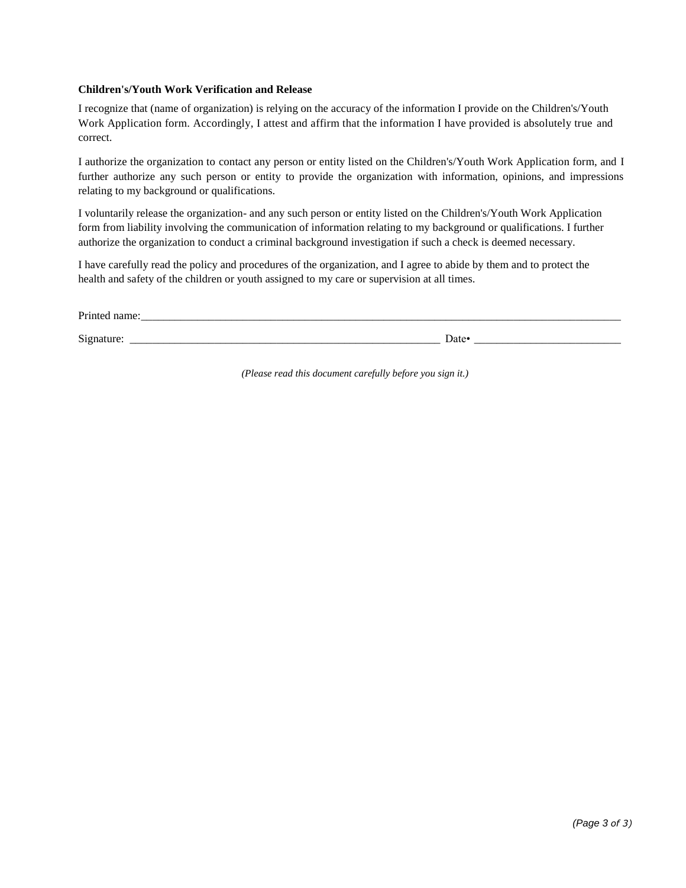**Children's/Youth Work Verification and Release**

I recognize that (name of organization) is relying on the accuracy of the information I provide on the Children's/Youth Work Application form. Accordingly, I attest and affirm that the information I have provided is absolutely true and correct.

I authorize the organization to contact any person or entity listed on the Children's/Youth Work Application form, and I further authorize any such person or entity to provide the organization with information, opinions, and impressions relating to my background or qualifications.

I voluntarily release the organization- and any such person or entity listed on the Children's/Youth Work Application form from liability involving the communication of information relating to my background or qualifications. I further authorize the organization to conduct a criminal background investigation if such a check is deemed necessary.

I have carefully read the policy and procedures of the organization, and I agree to abide by them and to protect the health and safety of the children or youth assigned to my care or supervision at all times.

Printed name:_______________________________________________________________________________

Signature: _________________________________________________________ Date• __________________________

*(Please read this document carefully before you sign it.)*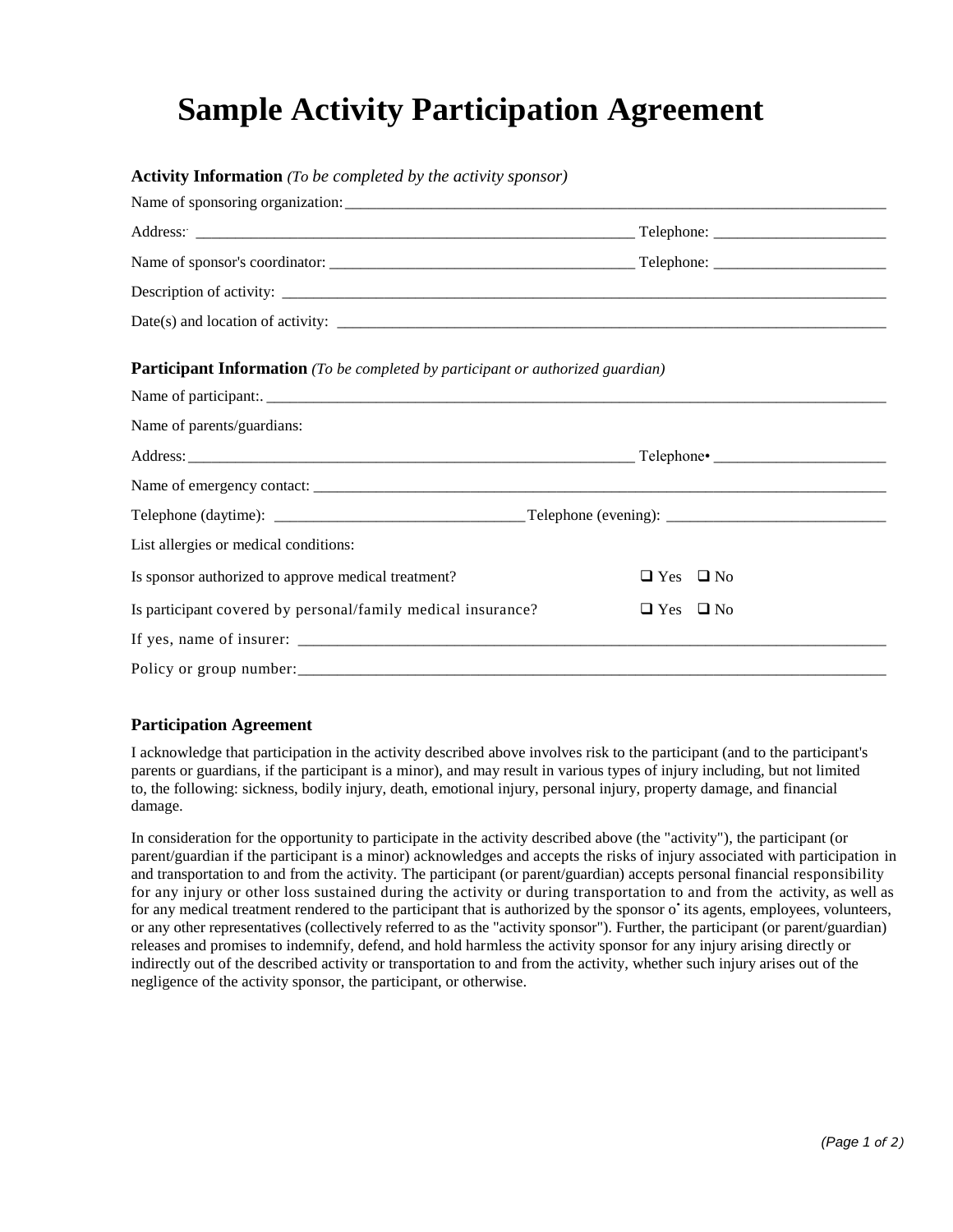# Sample Activity Participation Agreement

**Activity Information** *(To be completed by the activity sponsor)*

Name of sponsoring organization: ______________________________________________

Address: ______________________________________________ Telephone: ____________________

Name of sponsor's coordinator: ______________________________ Telephone: ____________________

Description of activity: ______________________________________________

Date(s) and location of activity: ______________________________________________

**Participant Information** *(To be completed by participant or authorized guardian)*

Name of participant: ______________________________________________

Name of parents/guardians:

Address: ______________________________________________ Telephone: ____________________

Name of emergency contact: ______________________________________________

Telephone (daytime): ____________________________ Telephone (evening): ____________________________

List allergies or medical conditions:

Is sponsor authorized to approve medical treatment? ☐ Yes ☐ No

Is participant covered by personal/family medical insurance? ☐ Yes ☐ No

If yes, name of insurer: ______________________________________________

Policy or group number: ______________________________________________

**Participation Agreement**

I acknowledge that participation in the activity described above involves risk to the participant (and to the participant's parents or guardians, if the participant is a minor), and may result in various types of injury including, but not limited to, the following: sickness, bodily injury, death, emotional injury, personal injury, property damage, and financial damage.

In consideration for the opportunity to participate in the activity described above (the "activity"), the participant (or parent/guardian if the participant is a minor) acknowledges and accepts the risks of injury associated with participation in and transportation to and from the activity. The participant (or parent/guardian) accepts personal financial responsibility for any injury or other loss sustained during the activity or during transportation to and from the activity, as well as for any medical treatment rendered to the participant that is authorized by the sponsor o• its agents, employees, volunteers, or any other representatives (collectively referred to as the "activity sponsor"). Further, the participant (or parent/guardian) releases and promises to indemnify, defend, and hold harmless the activity sponsor for any injury arising directly or indirectly out of the described activity or transportation to and from the activity, whether such injury arises out of the negligence of the activity sponsor, the participant, or otherwise.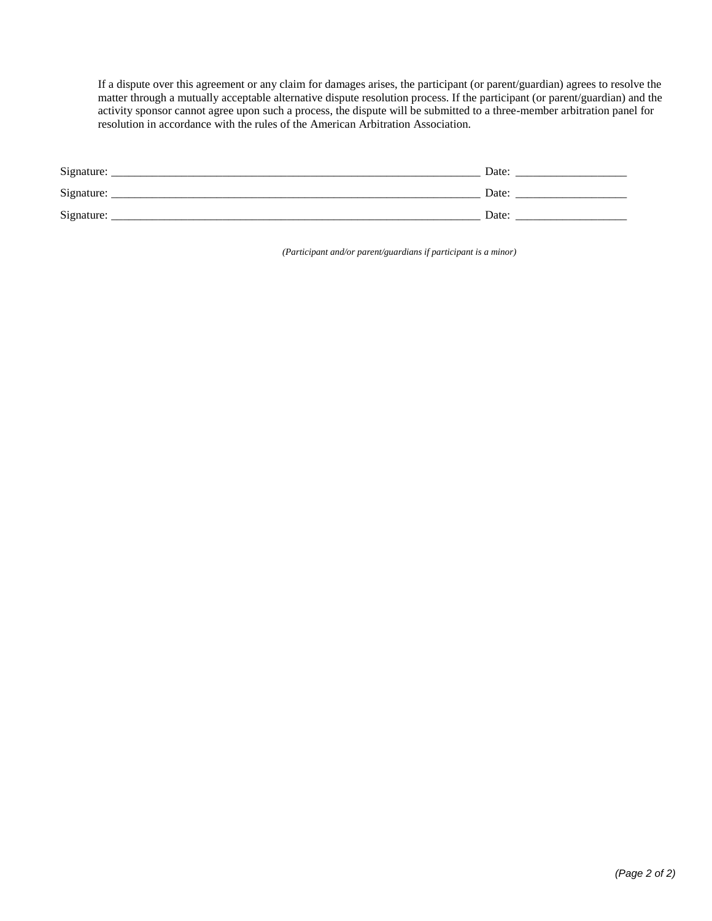If a dispute over this agreement or any claim for damages arises, the participant (or parent/guardian) agrees to resolve the matter through a mutually acceptable alternative dispute resolution process. If the participant (or parent/guardian) and the activity sponsor cannot agree upon such a process, the dispute will be submitted to a three-member arbitration panel for resolution in accordance with the rules of the American Arbitration Association.

Signature: ____________________________________________________________ Date: __________________

Signature: ____________________________________________________________ Date: __________________

Signature: ____________________________________________________________ Date: __________________

*(Participant and/or parent/guardians if participant is a minor)*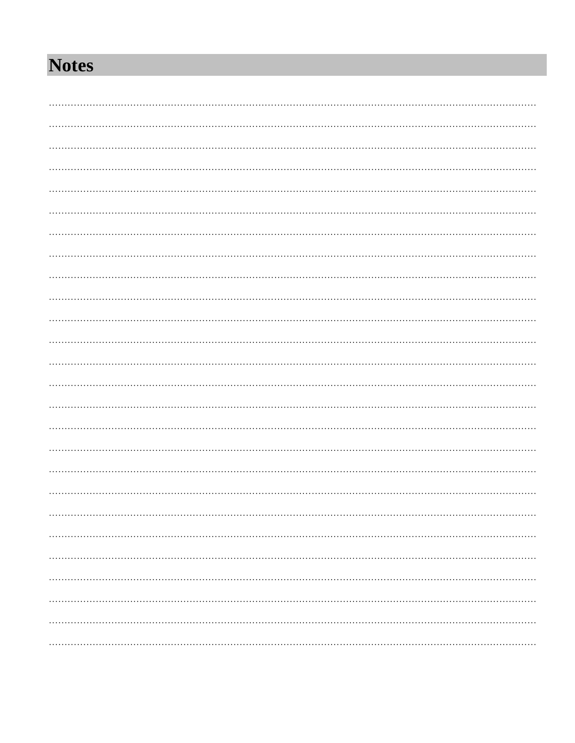## Notes

..........................................................................................................................................................

..........................................................................................................................................................

..........................................................................................................................................................

..........................................................................................................................................................

..........................................................................................................................................................

..........................................................................................................................................................

..........................................................................................................................................................

..........................................................................................................................................................

..........................................................................................................................................................

..........................................................................................................................................................

..........................................................................................................................................................

..........................................................................................................................................................

..........................................................................................................................................................

..........................................................................................................................................................

..........................................................................................................................................................

..........................................................................................................................................................

..........................................................................................................................................................

..........................................................................................................................................................

..........................................................................................................................................................

..........................................................................................................................................................

..........................................................................................................................................................

..........................................................................................................................................................

..........................................................................................................................................................

..........................................................................................................................................................

..........................................................................................................................................................

..........................................................................................................................................................